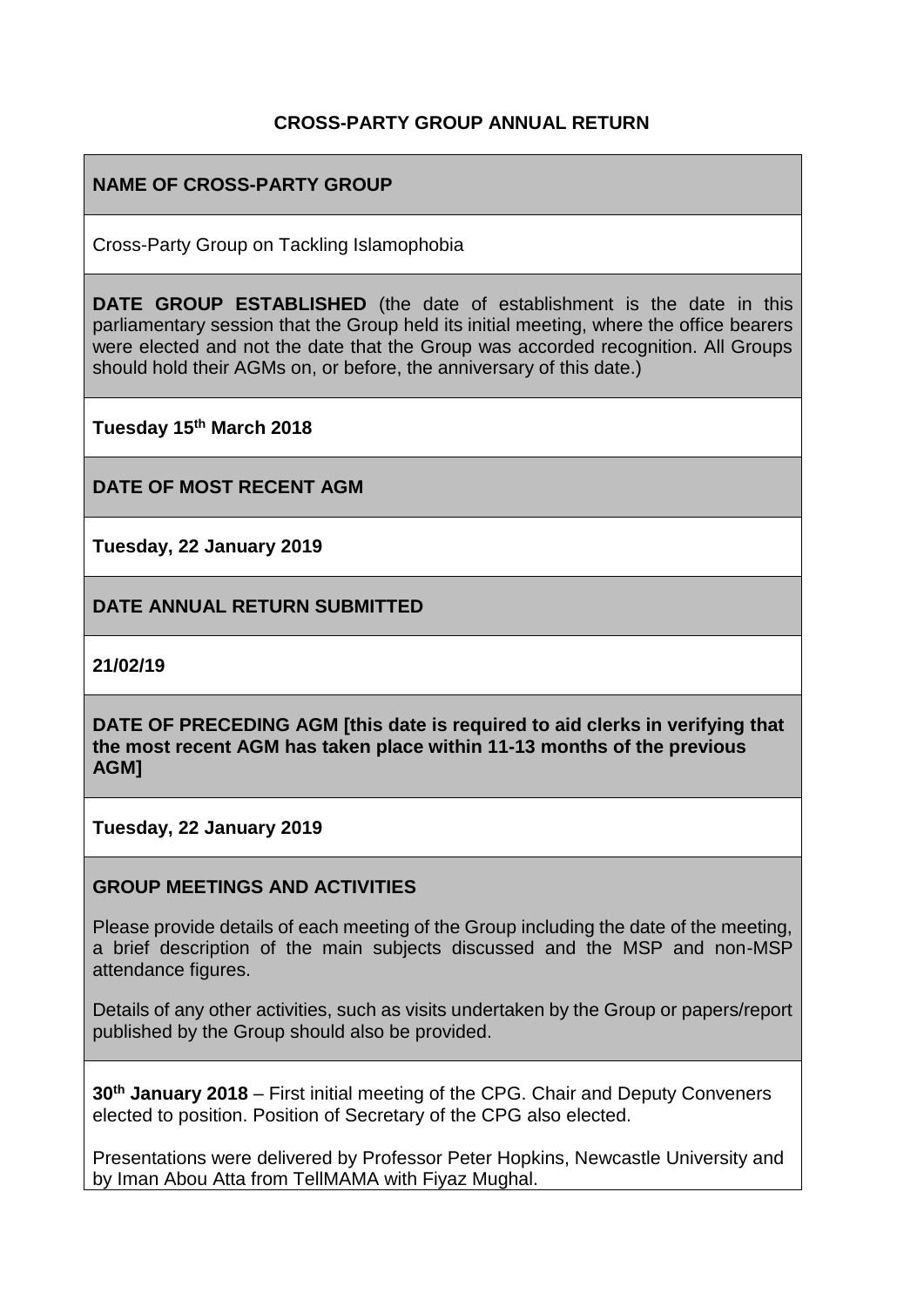# CROSS-PARTY GROUP ANNUAL RETURN

**NAME OF CROSS-PARTY GROUP**

Cross-Party Group on Tackling Islamophobia

**DATE GROUP ESTABLISHED** (the date of establishment is the date in this parliamentary session that the Group held its initial meeting, where the office bearers were elected and not the date that the Group was accorded recognition. All Groups should hold their AGMs on, or before, the anniversary of this date.)

**Tuesday 15th March 2018**

**DATE OF MOST RECENT AGM**

**Tuesday, 22 January 2019**

**DATE ANNUAL RETURN SUBMITTED**

**21/02/19**

**DATE OF PRECEDING AGM [this date is required to aid clerks in verifying that the most recent AGM has taken place within 11-13 months of the previous AGM]**

**Tuesday, 22 January 2019**

**GROUP MEETINGS AND ACTIVITIES**

Please provide details of each meeting of the Group including the date of the meeting, a brief description of the main subjects discussed and the MSP and non-MSP attendance figures.

Details of any other activities, such as visits undertaken by the Group or papers/report published by the Group should also be provided.

**30th January 2018** – First initial meeting of the CPG. Chair and Deputy Conveners elected to position. Position of Secretary of the CPG also elected.

Presentations were delivered by Professor Peter Hopkins, Newcastle University and by Iman Abou Atta from TellMAMA with Fiyaz Mughal.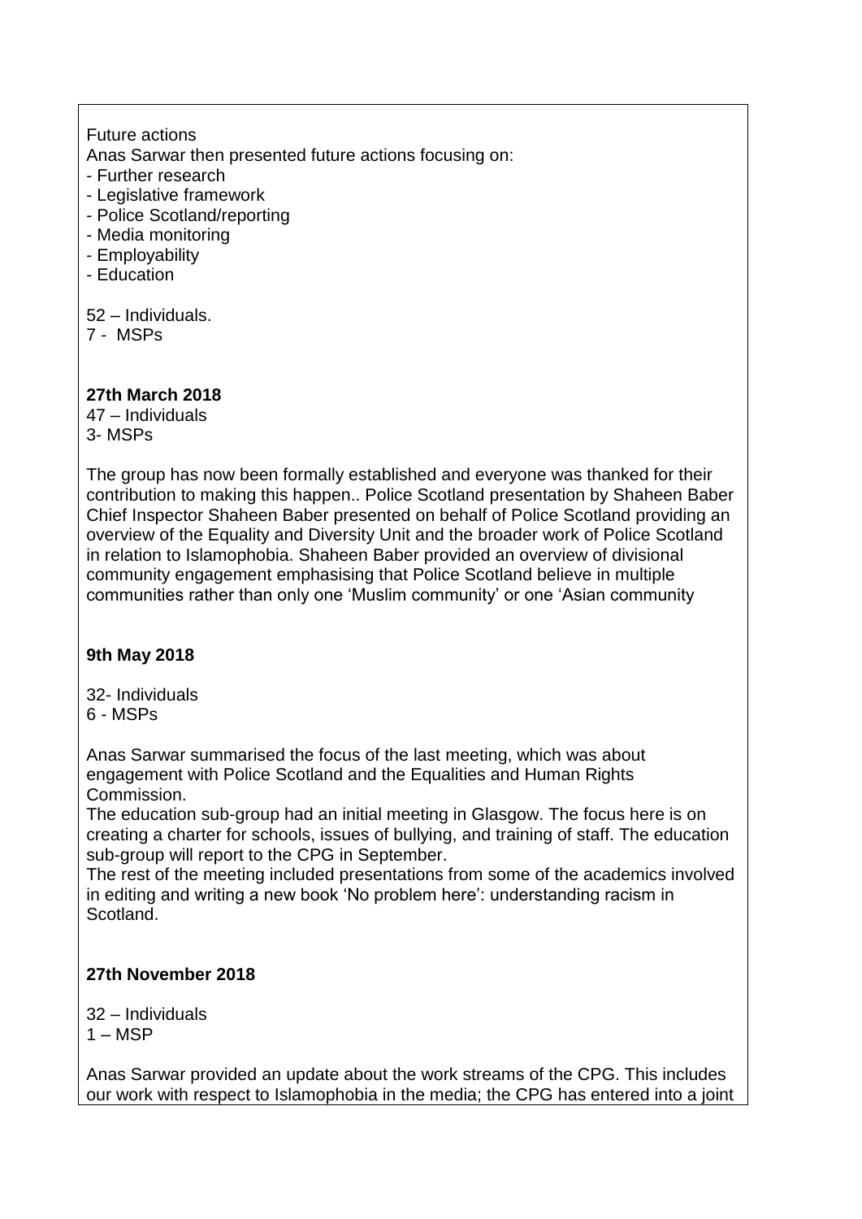Future actions

Anas Sarwar then presented future actions focusing on:

- Further research
- Legislative framework
- Police Scotland/reporting
- Media monitoring
- Employability
- Education

52 – Individuals.
7 - MSPs

**27th March 2018**

47 – Individuals
3- MSPs

The group has now been formally established and everyone was thanked for their contribution to making this happen.. Police Scotland presentation by Shaheen Baber Chief Inspector Shaheen Baber presented on behalf of Police Scotland providing an overview of the Equality and Diversity Unit and the broader work of Police Scotland in relation to Islamophobia. Shaheen Baber provided an overview of divisional community engagement emphasising that Police Scotland believe in multiple communities rather than only one 'Muslim community' or one 'Asian community

**9th May 2018**

32- Individuals
6 - MSPs

Anas Sarwar summarised the focus of the last meeting, which was about engagement with Police Scotland and the Equalities and Human Rights Commission.

The education sub-group had an initial meeting in Glasgow. The focus here is on creating a charter for schools, issues of bullying, and training of staff. The education sub-group will report to the CPG in September.

The rest of the meeting included presentations from some of the academics involved in editing and writing a new book 'No problem here': understanding racism in Scotland.

**27th November 2018**

32 – Individuals
1 – MSP

Anas Sarwar provided an update about the work streams of the CPG. This includes our work with respect to Islamophobia in the media; the CPG has entered into a joint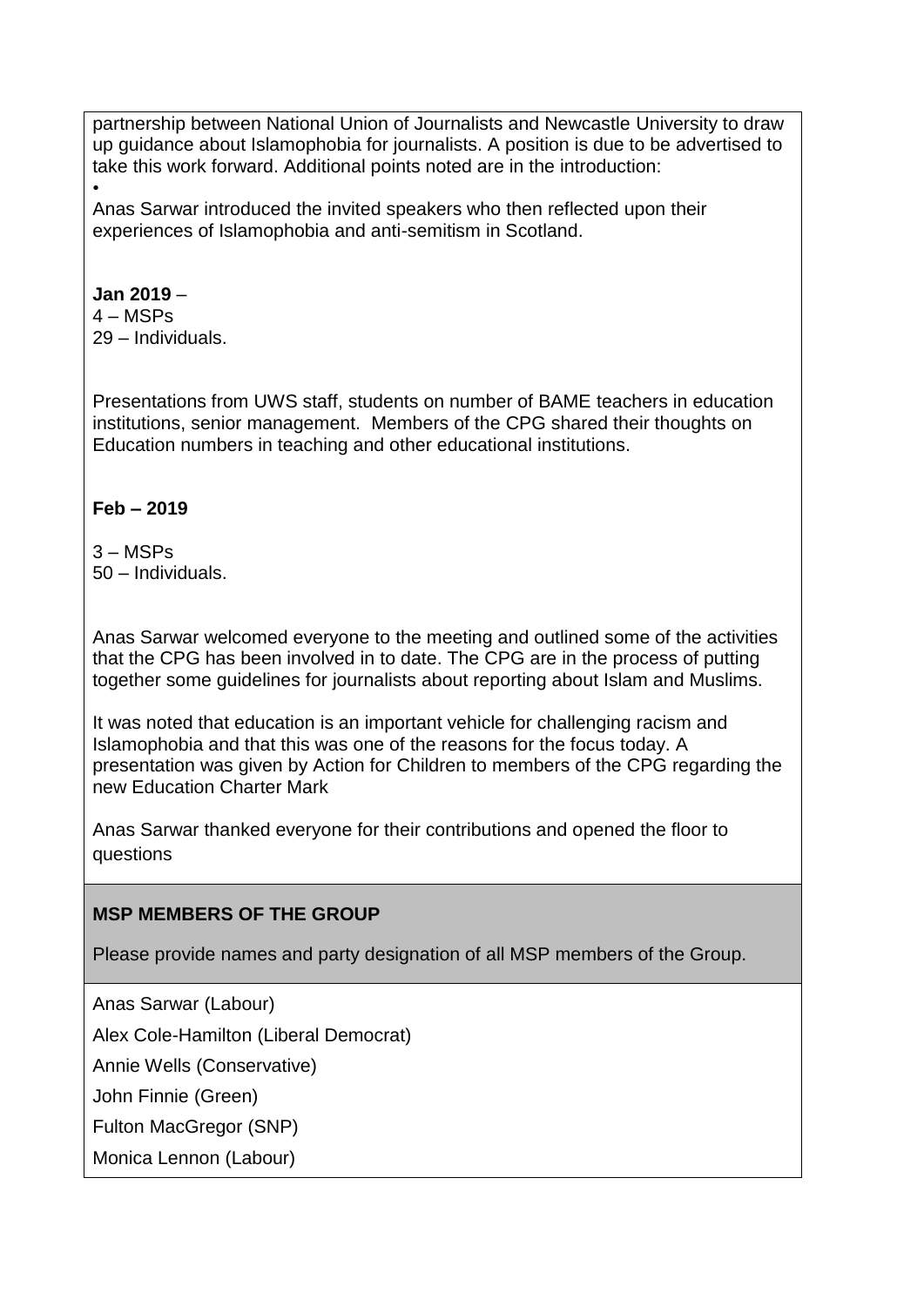partnership between National Union of Journalists and Newcastle University to draw up guidance about Islamophobia for journalists. A position is due to be advertised to take this work forward. Additional points noted are in the introduction:

•

Anas Sarwar introduced the invited speakers who then reflected upon their experiences of Islamophobia and anti-semitism in Scotland.

**Jan 2019** –

4 – MSPs
29 – Individuals.

Presentations from UWS staff, students on number of BAME teachers in education institutions, senior management. Members of the CPG shared their thoughts on Education numbers in teaching and other educational institutions.

**Feb – 2019**

3 – MSPs
50 – Individuals.

Anas Sarwar welcomed everyone to the meeting and outlined some of the activities that the CPG has been involved in to date. The CPG are in the process of putting together some guidelines for journalists about reporting about Islam and Muslims.

It was noted that education is an important vehicle for challenging racism and Islamophobia and that this was one of the reasons for the focus today. A presentation was given by Action for Children to members of the CPG regarding the new Education Charter Mark

Anas Sarwar thanked everyone for their contributions and opened the floor to questions

**MSP MEMBERS OF THE GROUP**

Please provide names and party designation of all MSP members of the Group.

Anas Sarwar (Labour)

Alex Cole-Hamilton (Liberal Democrat)

Annie Wells (Conservative)

John Finnie (Green)

Fulton MacGregor (SNP)

Monica Lennon (Labour)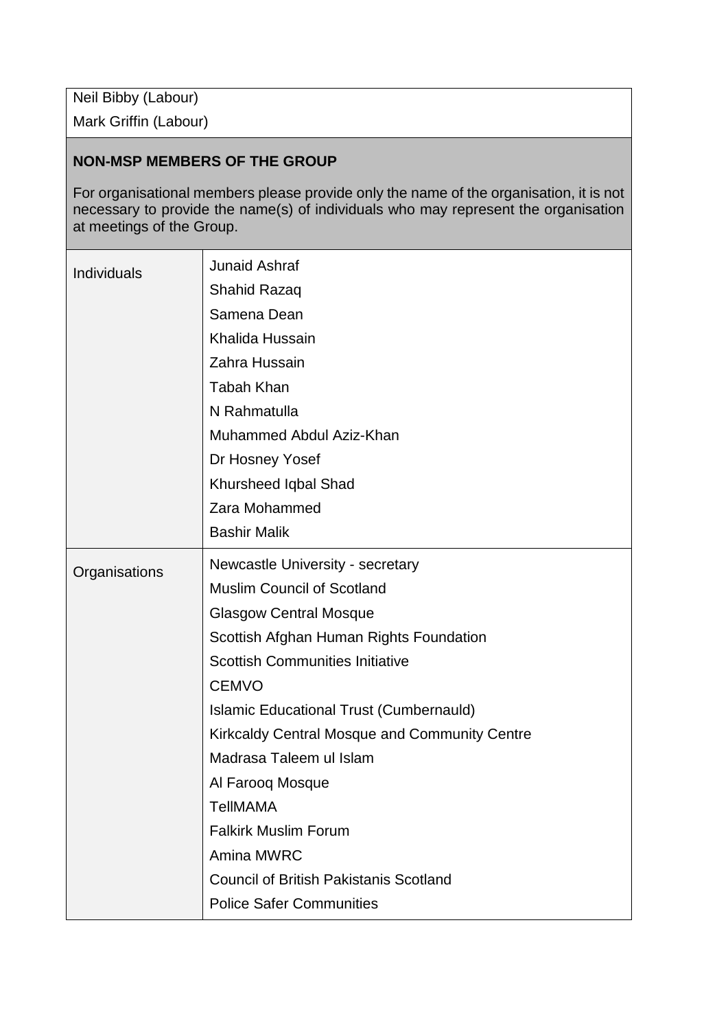Neil Bibby (Labour)

Mark Griffin (Labour)

**NON-MSP MEMBERS OF THE GROUP**

For organisational members please provide only the name of the organisation, it is not necessary to provide the name(s) of individuals who may represent the organisation at meetings of the Group.

| | |
|---|---|
| Individuals | Junaid Ashraf<br>Shahid Razaq<br>Samena Dean<br>Khalida Hussain<br>Zahra Hussain<br>Tabah Khan<br>N Rahmatulla<br>Muhammed Abdul Aziz-Khan<br>Dr Hosney Yosef<br>Khursheed Iqbal Shad<br>Zara Mohammed<br>Bashir Malik |
| Organisations | Newcastle University - secretary<br>Muslim Council of Scotland<br>Glasgow Central Mosque<br>Scottish Afghan Human Rights Foundation<br>Scottish Communities Initiative<br>CEMVO<br>Islamic Educational Trust (Cumbernauld)<br>Kirkcaldy Central Mosque and Community Centre<br>Madrasa Taleem ul Islam<br>Al Farooq Mosque<br>TellMAMA<br>Falkirk Muslim Forum<br>Amina MWRC<br>Council of British Pakistanis Scotland<br>Police Safer Communities |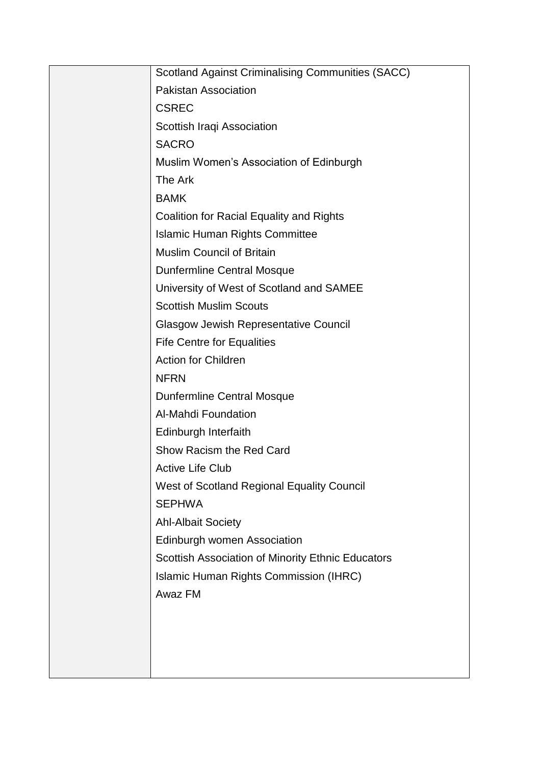| | |
|---|---|
| | Scotland Against Criminalising Communities (SACC)<br>Pakistan Association<br>CSREC<br>Scottish Iraqi Association<br>SACRO<br>Muslim Women's Association of Edinburgh<br>The Ark<br>BAMK<br>Coalition for Racial Equality and Rights<br>Islamic Human Rights Committee<br>Muslim Council of Britain<br>Dunfermline Central Mosque<br>University of West of Scotland and SAMEE<br>Scottish Muslim Scouts<br>Glasgow Jewish Representative Council<br>Fife Centre for Equalities<br>Action for Children<br>NFRN<br>Dunfermline Central Mosque<br>Al-Mahdi Foundation<br>Edinburgh Interfaith<br>Show Racism the Red Card<br>Active Life Club<br>West of Scotland Regional Equality Council<br>SEPHWA<br>Ahl-Albait Society<br>Edinburgh women Association<br>Scottish Association of Minority Ethnic Educators<br>Islamic Human Rights Commission (IHRC)<br>Awaz FM |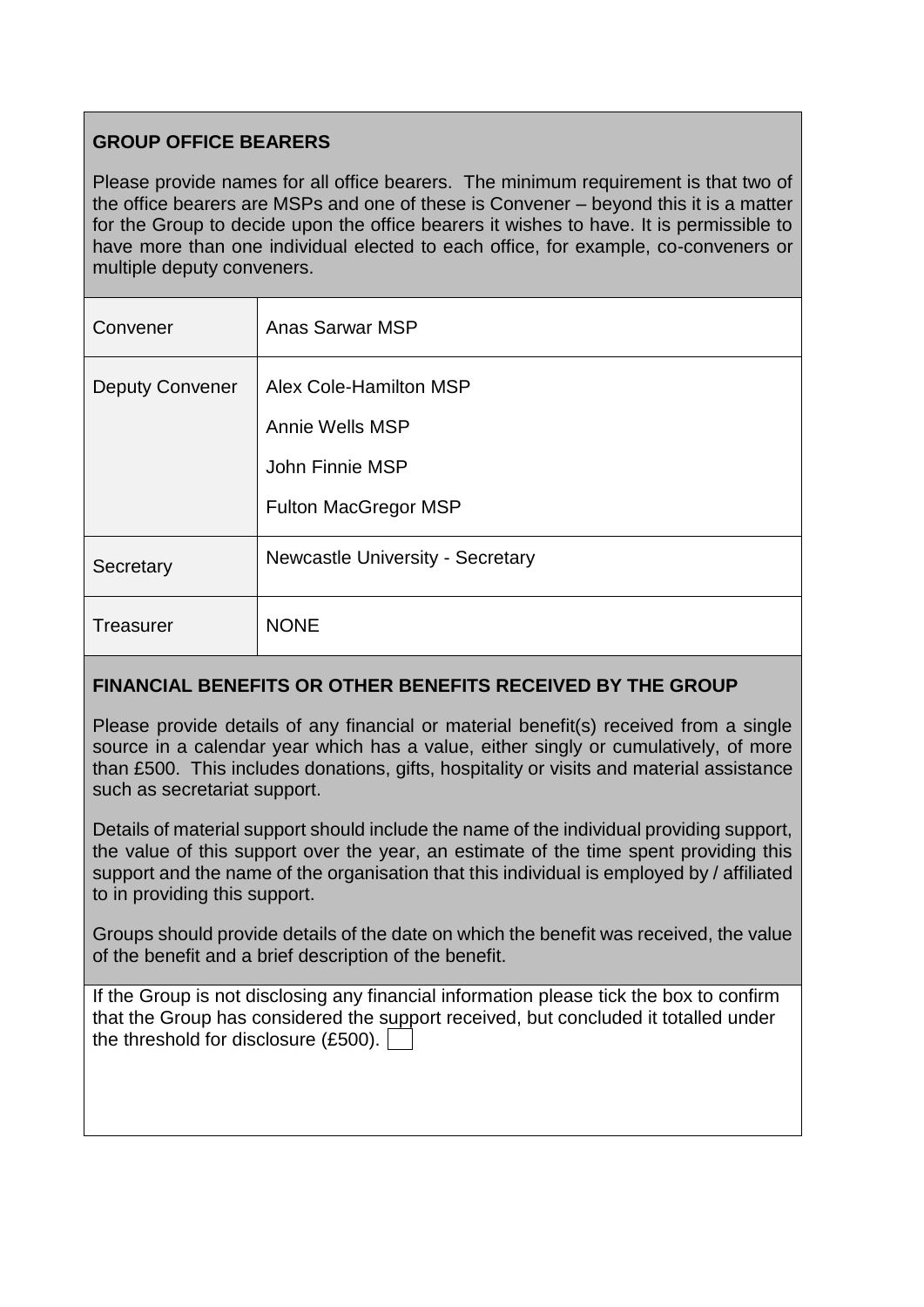## GROUP OFFICE BEARERS

Please provide names for all office bearers. The minimum requirement is that two of the office bearers are MSPs and one of these is Convener – beyond this it is a matter for the Group to decide upon the office bearers it wishes to have. It is permissible to have more than one individual elected to each office, for example, co-conveners or multiple deputy conveners.

| | |
|---|---|
| Convener | Anas Sarwar MSP |
| Deputy Convener | Alex Cole-Hamilton MSP<br>Annie Wells MSP<br>John Finnie MSP<br>Fulton MacGregor MSP |
| Secretary | Newcastle University - Secretary |
| Treasurer | NONE |

## FINANCIAL BENEFITS OR OTHER BENEFITS RECEIVED BY THE GROUP

Please provide details of any financial or material benefit(s) received from a single source in a calendar year which has a value, either singly or cumulatively, of more than £500. This includes donations, gifts, hospitality or visits and material assistance such as secretariat support.

Details of material support should include the name of the individual providing support, the value of this support over the year, an estimate of the time spent providing this support and the name of the organisation that this individual is employed by / affiliated to in providing this support.

Groups should provide details of the date on which the benefit was received, the value of the benefit and a brief description of the benefit.

If the Group is not disclosing any financial information please tick the box to confirm that the Group has considered the support received, but concluded it totalled under the threshold for disclosure (£500). ☐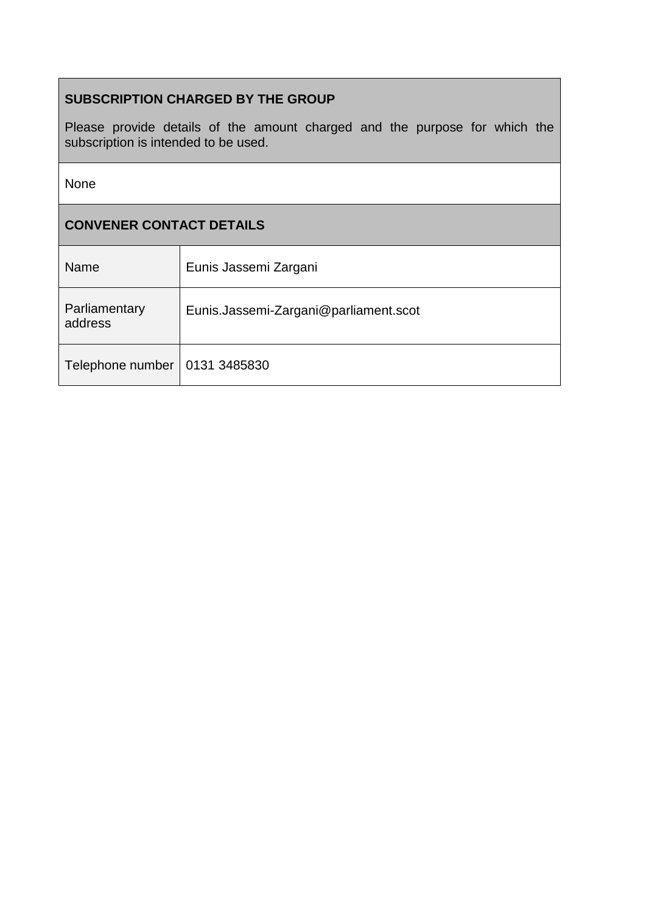| SUBSCRIPTION CHARGED BY THE GROUP |
| --- |
| Please provide details of the amount charged and the purpose for which the subscription is intended to be used. |
| None |

| CONVENER CONTACT DETAILS | |
| --- | --- |
| Name | Eunis Jassemi Zargani |
| Parliamentary address | Eunis.Jassemi-Zargani@parliament.scot |
| Telephone number | 0131 3485830 |